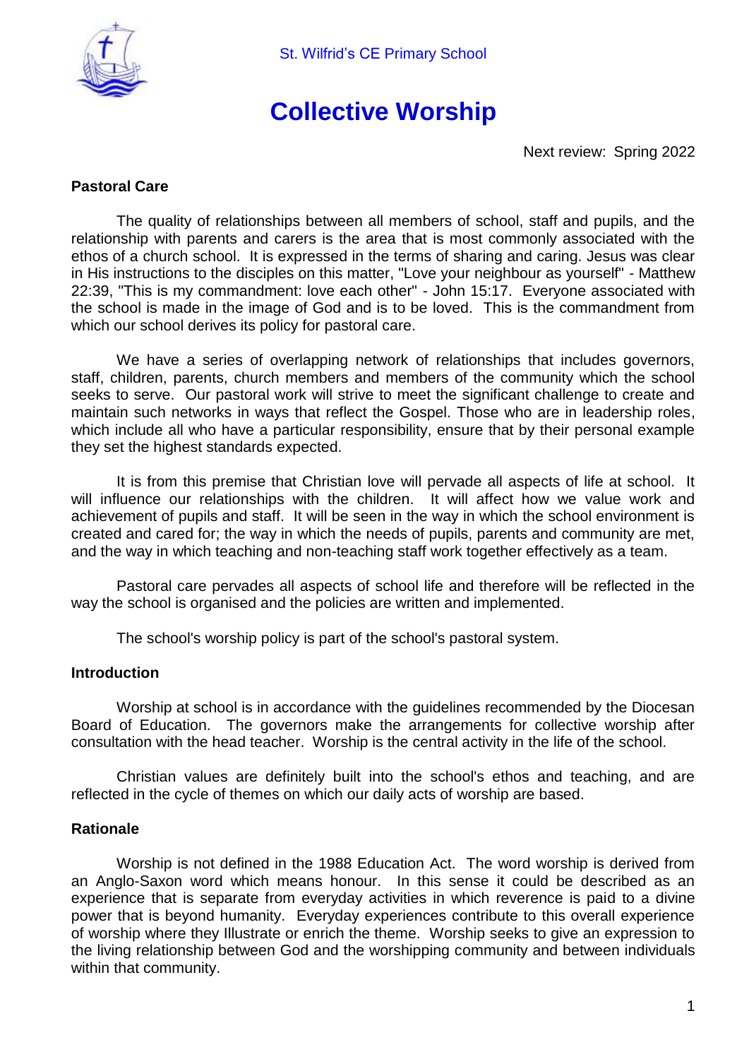St. Wilfrid's CE Primary School

# Collective Worship

Next review: Spring 2022

**Pastoral Care**

The quality of relationships between all members of school, staff and pupils, and the relationship with parents and carers is the area that is most commonly associated with the ethos of a church school. It is expressed in the terms of sharing and caring. Jesus was clear in His instructions to the disciples on this matter, "Love your neighbour as yourself" - Matthew 22:39, "This is my commandment: love each other" - John 15:17. Everyone associated with the school is made in the image of God and is to be loved. This is the commandment from which our school derives its policy for pastoral care.

We have a series of overlapping network of relationships that includes governors, staff, children, parents, church members and members of the community which the school seeks to serve. Our pastoral work will strive to meet the significant challenge to create and maintain such networks in ways that reflect the Gospel. Those who are in leadership roles, which include all who have a particular responsibility, ensure that by their personal example they set the highest standards expected.

It is from this premise that Christian love will pervade all aspects of life at school. It will influence our relationships with the children. It will affect how we value work and achievement of pupils and staff. It will be seen in the way in which the school environment is created and cared for; the way in which the needs of pupils, parents and community are met, and the way in which teaching and non-teaching staff work together effectively as a team.

Pastoral care pervades all aspects of school life and therefore will be reflected in the way the school is organised and the policies are written and implemented.

The school's worship policy is part of the school's pastoral system.

**Introduction**

Worship at school is in accordance with the guidelines recommended by the Diocesan Board of Education. The governors make the arrangements for collective worship after consultation with the head teacher. Worship is the central activity in the life of the school.

Christian values are definitely built into the school's ethos and teaching, and are reflected in the cycle of themes on which our daily acts of worship are based.

**Rationale**

Worship is not defined in the 1988 Education Act. The word worship is derived from an Anglo-Saxon word which means honour. In this sense it could be described as an experience that is separate from everyday activities in which reverence is paid to a divine power that is beyond humanity. Everyday experiences contribute to this overall experience of worship where they Illustrate or enrich the theme. Worship seeks to give an expression to the living relationship between God and the worshipping community and between individuals within that community.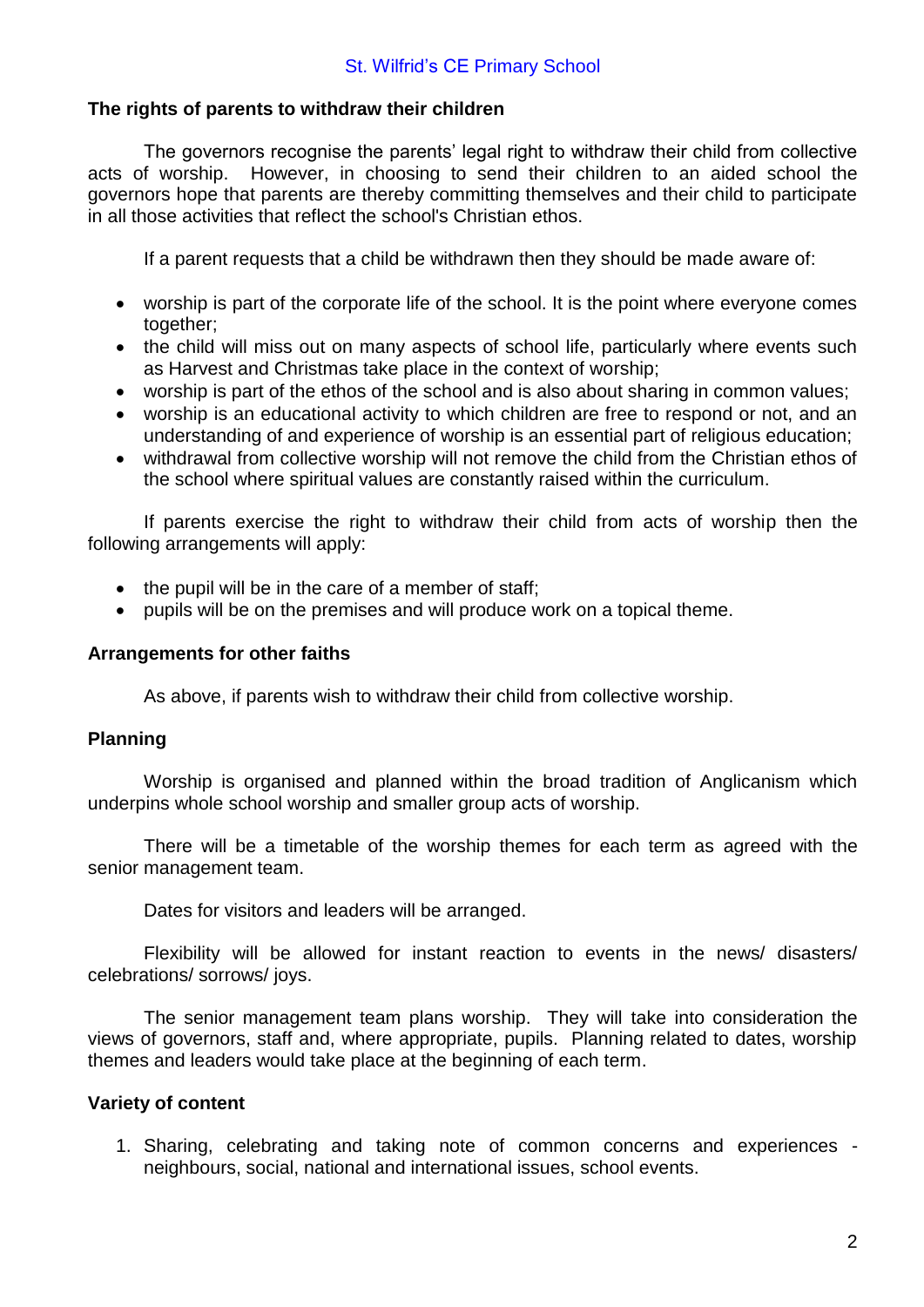### The rights of parents to withdraw their children

The governors recognise the parents' legal right to withdraw their child from collective acts of worship. However, in choosing to send their children to an aided school the governors hope that parents are thereby committing themselves and their child to participate in all those activities that reflect the school's Christian ethos.

If a parent requests that a child be withdrawn then they should be made aware of:

- worship is part of the corporate life of the school. It is the point where everyone comes together;
- the child will miss out on many aspects of school life, particularly where events such as Harvest and Christmas take place in the context of worship;
- worship is part of the ethos of the school and is also about sharing in common values;
- worship is an educational activity to which children are free to respond or not, and an understanding of and experience of worship is an essential part of religious education;
- withdrawal from collective worship will not remove the child from the Christian ethos of the school where spiritual values are constantly raised within the curriculum.

If parents exercise the right to withdraw their child from acts of worship then the following arrangements will apply:

- the pupil will be in the care of a member of staff;
- pupils will be on the premises and will produce work on a topical theme.

### Arrangements for other faiths

As above, if parents wish to withdraw their child from collective worship.

### Planning

Worship is organised and planned within the broad tradition of Anglicanism which underpins whole school worship and smaller group acts of worship.

There will be a timetable of the worship themes for each term as agreed with the senior management team.

Dates for visitors and leaders will be arranged.

Flexibility will be allowed for instant reaction to events in the news/ disasters/ celebrations/ sorrows/ joys.

The senior management team plans worship. They will take into consideration the views of governors, staff and, where appropriate, pupils. Planning related to dates, worship themes and leaders would take place at the beginning of each term.

### Variety of content

1. Sharing, celebrating and taking note of common concerns and experiences - neighbours, social, national and international issues, school events.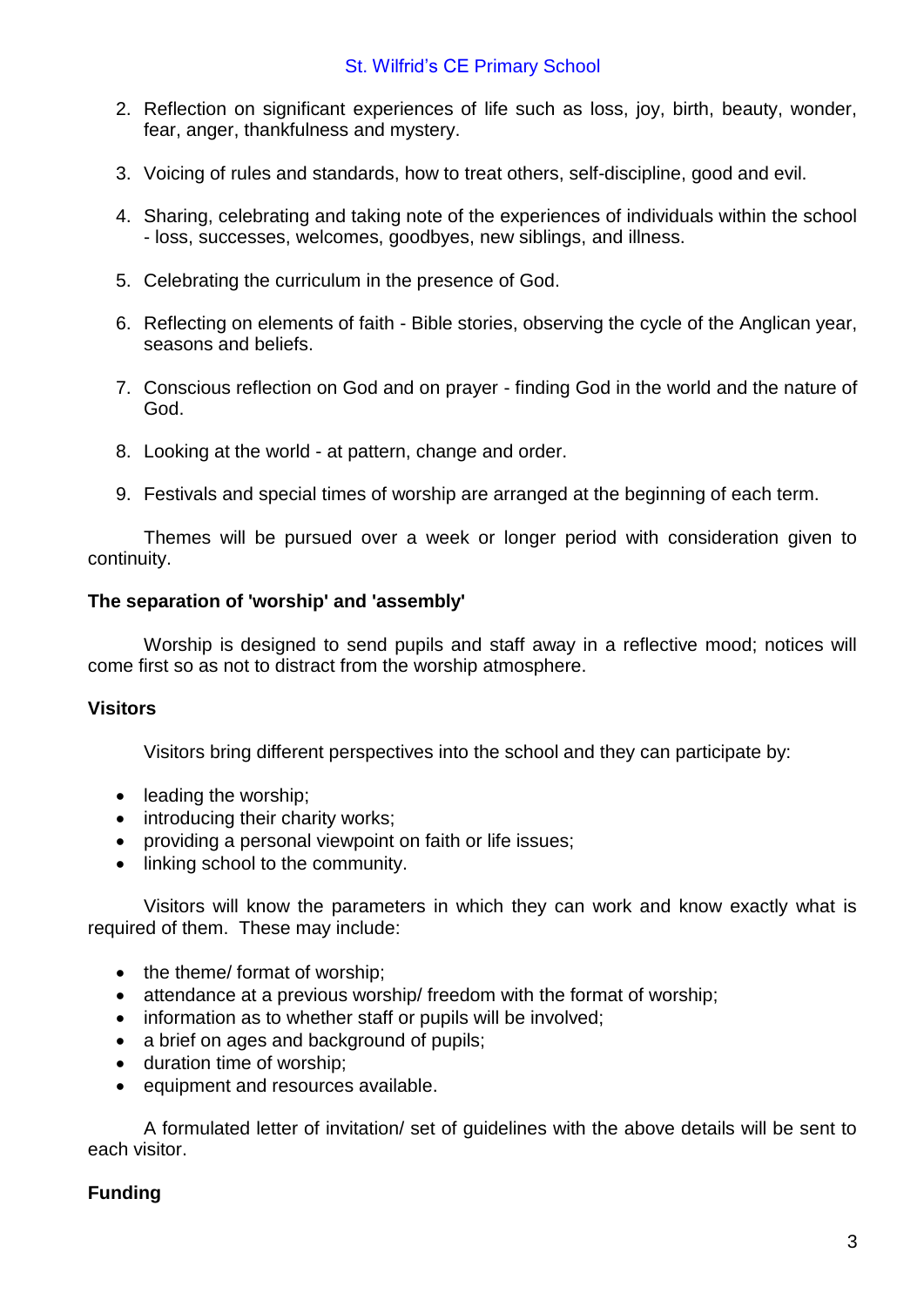2. Reflection on significant experiences of life such as loss, joy, birth, beauty, wonder, fear, anger, thankfulness and mystery.

3. Voicing of rules and standards, how to treat others, self-discipline, good and evil.

4. Sharing, celebrating and taking note of the experiences of individuals within the school - loss, successes, welcomes, goodbyes, new siblings, and illness.

5. Celebrating the curriculum in the presence of God.

6. Reflecting on elements of faith - Bible stories, observing the cycle of the Anglican year, seasons and beliefs.

7. Conscious reflection on God and on prayer - finding God in the world and the nature of God.

8. Looking at the world - at pattern, change and order.

9. Festivals and special times of worship are arranged at the beginning of each term.

Themes will be pursued over a week or longer period with consideration given to continuity.

**The separation of 'worship' and 'assembly'**

Worship is designed to send pupils and staff away in a reflective mood; notices will come first so as not to distract from the worship atmosphere.

**Visitors**

Visitors bring different perspectives into the school and they can participate by:

- leading the worship;
- introducing their charity works;
- providing a personal viewpoint on faith or life issues;
- linking school to the community.

Visitors will know the parameters in which they can work and know exactly what is required of them. These may include:

- the theme/ format of worship;
- attendance at a previous worship/ freedom with the format of worship;
- information as to whether staff or pupils will be involved;
- a brief on ages and background of pupils;
- duration time of worship;
- equipment and resources available.

A formulated letter of invitation/ set of guidelines with the above details will be sent to each visitor.

**Funding**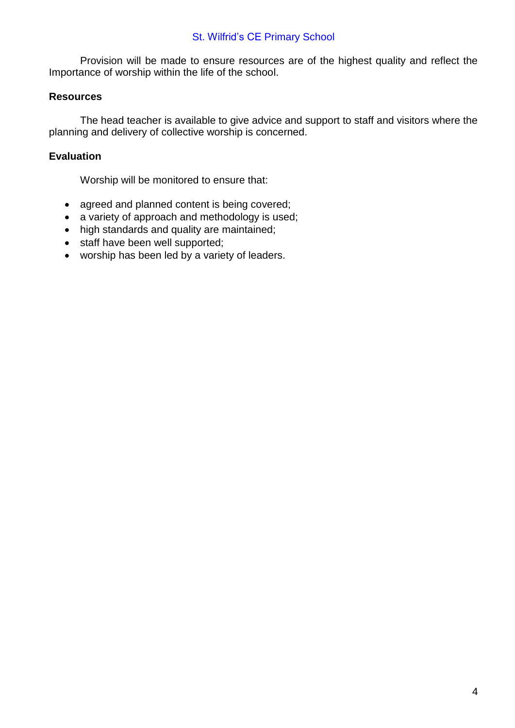Provision will be made to ensure resources are of the highest quality and reflect the Importance of worship within the life of the school.

**Resources**

The head teacher is available to give advice and support to staff and visitors where the planning and delivery of collective worship is concerned.

**Evaluation**

Worship will be monitored to ensure that:

- agreed and planned content is being covered;
- a variety of approach and methodology is used;
- high standards and quality are maintained;
- staff have been well supported;
- worship has been led by a variety of leaders.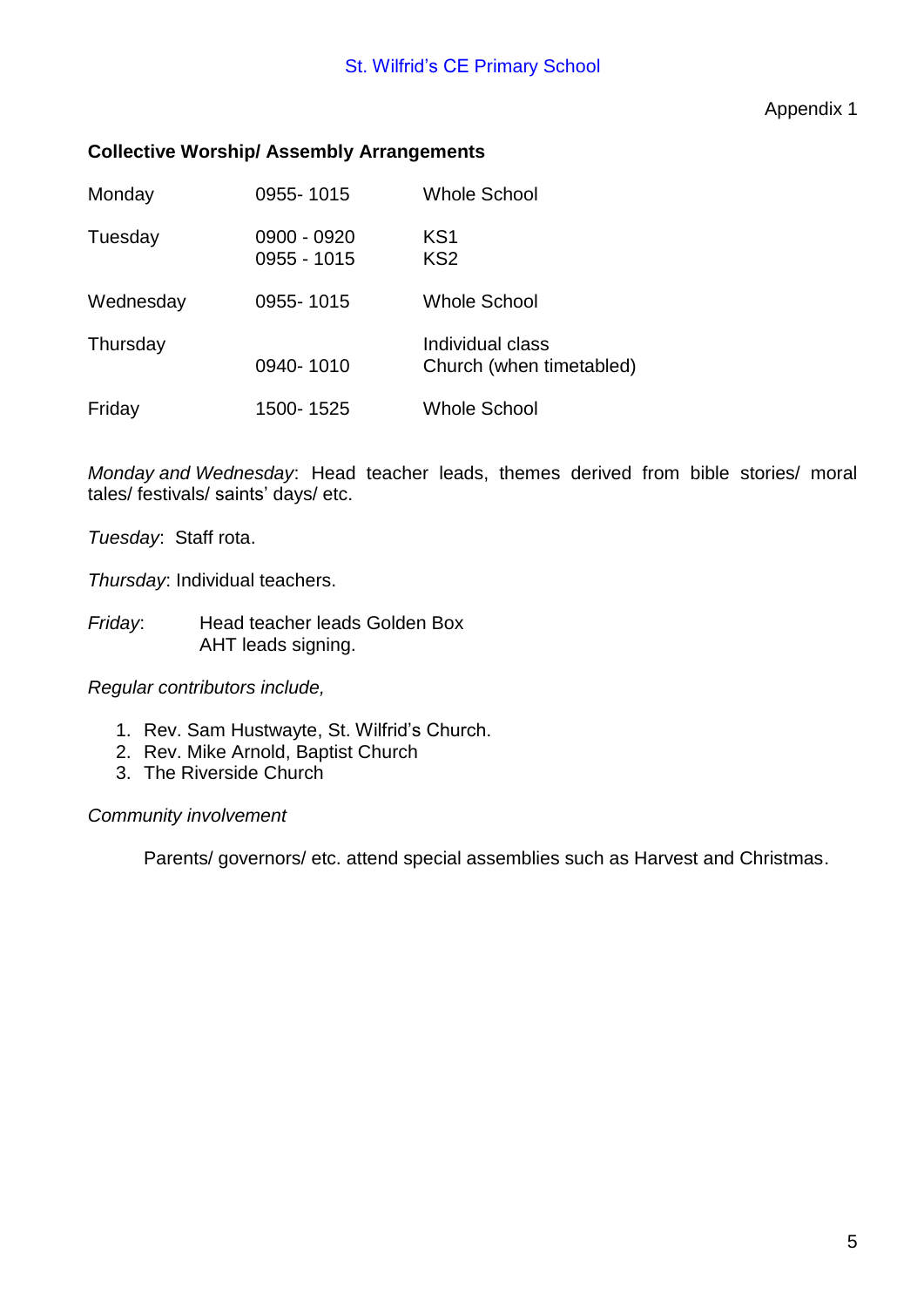Appendix 1

**Collective Worship/ Assembly Arrangements**

| | | |
|---|---|---|
| Monday | 0955- 1015 | Whole School |
| Tuesday | 0900 - 0920<br>0955 - 1015 | KS1<br>KS2 |
| Wednesday | 0955- 1015 | Whole School |
| Thursday | <br>0940- 1010 | Individual class<br>Church (when timetabled) |
| Friday | 1500- 1525 | Whole School |

*Monday and Wednesday*: Head teacher leads, themes derived from bible stories/ moral tales/ festivals/ saints' days/ etc.

*Tuesday*: Staff rota.

*Thursday*: Individual teachers.

*Friday*: Head teacher leads Golden Box
AHT leads signing.

*Regular contributors include,*

1. Rev. Sam Hustwayte, St. Wilfrid's Church.
2. Rev. Mike Arnold, Baptist Church
3. The Riverside Church

*Community involvement*

Parents/ governors/ etc. attend special assemblies such as Harvest and Christmas.